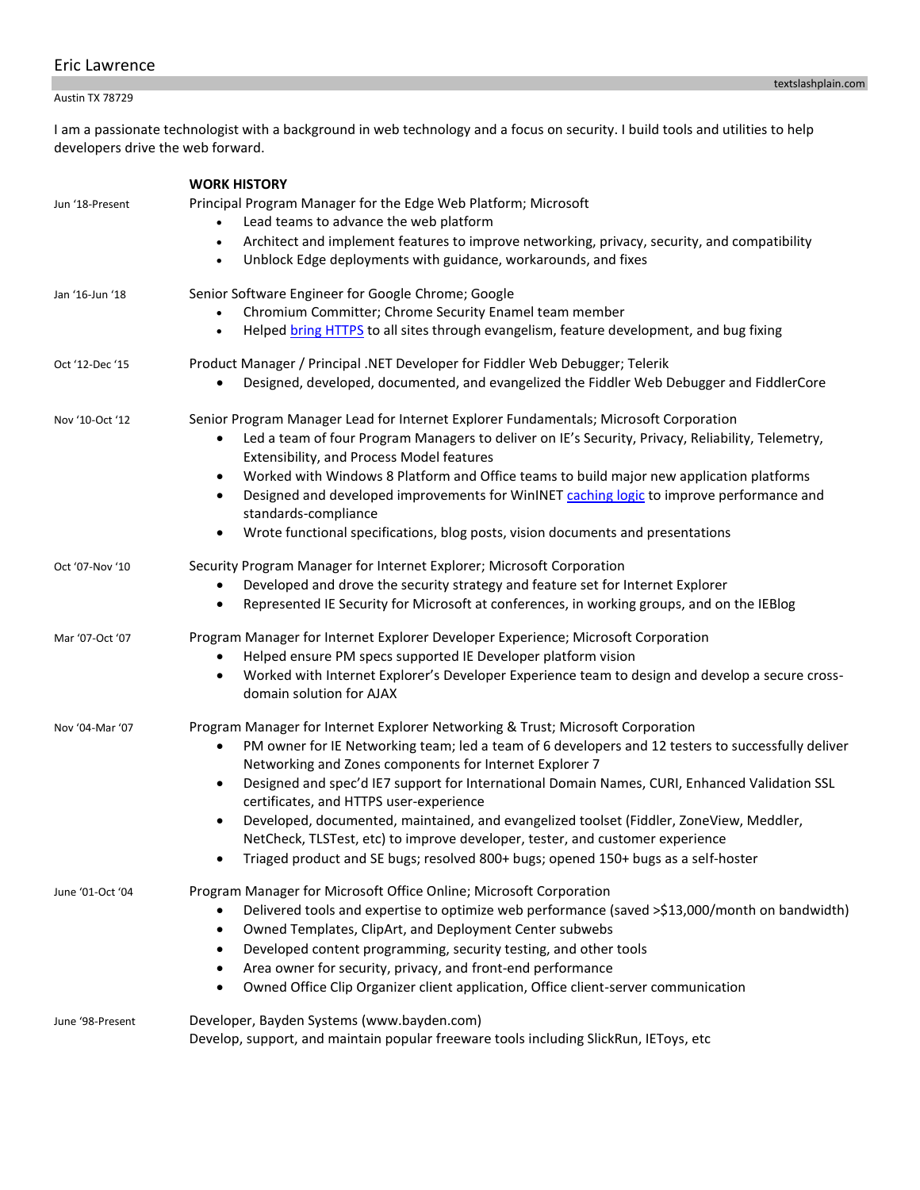# Eric Lawrence

textslashplain.com

Austin TX 78729

I am a passionate technologist with a background in web technology and a focus on security. I build tools and utilities to help developers drive the web forward.

## WORK HISTORY

**Jun '18-Present** — Principal Program Manager for the Edge Web Platform; Microsoft

- Lead teams to advance the web platform
- Architect and implement features to improve networking, privacy, security, and compatibility
- Unblock Edge deployments with guidance, workarounds, and fixes

**Jan '16-Jun '18** — Senior Software Engineer for Google Chrome; Google

- Chromium Committer; Chrome Security Enamel team member
- Helped bring HTTPS to all sites through evangelism, feature development, and bug fixing

**Oct '12-Dec '15** — Product Manager / Principal .NET Developer for Fiddler Web Debugger; Telerik

- Designed, developed, documented, and evangelized the Fiddler Web Debugger and FiddlerCore

**Nov '10-Oct '12** — Senior Program Manager Lead for Internet Explorer Fundamentals; Microsoft Corporation

- Led a team of four Program Managers to deliver on IE's Security, Privacy, Reliability, Telemetry, Extensibility, and Process Model features
- Worked with Windows 8 Platform and Office teams to build major new application platforms
- Designed and developed improvements for WinINET caching logic to improve performance and standards-compliance
- Wrote functional specifications, blog posts, vision documents and presentations

**Oct '07-Nov '10** — Security Program Manager for Internet Explorer; Microsoft Corporation

- Developed and drove the security strategy and feature set for Internet Explorer
- Represented IE Security for Microsoft at conferences, in working groups, and on the IEBlog

**Mar '07-Oct '07** — Program Manager for Internet Explorer Developer Experience; Microsoft Corporation

- Helped ensure PM specs supported IE Developer platform vision
- Worked with Internet Explorer's Developer Experience team to design and develop a secure cross-domain solution for AJAX

**Nov '04-Mar '07** — Program Manager for Internet Explorer Networking & Trust; Microsoft Corporation

- PM owner for IE Networking team; led a team of 6 developers and 12 testers to successfully deliver Networking and Zones components for Internet Explorer 7
- Designed and spec'd IE7 support for International Domain Names, CURI, Enhanced Validation SSL certificates, and HTTPS user-experience
- Developed, documented, maintained, and evangelized toolset (Fiddler, ZoneView, Meddler, NetCheck, TLSTest, etc) to improve developer, tester, and customer experience
- Triaged product and SE bugs; resolved 800+ bugs; opened 150+ bugs as a self-hoster

**June '01-Oct '04** — Program Manager for Microsoft Office Online; Microsoft Corporation

- Delivered tools and expertise to optimize web performance (saved >$13,000/month on bandwidth)
- Owned Templates, ClipArt, and Deployment Center subwebs
- Developed content programming, security testing, and other tools
- Area owner for security, privacy, and front-end performance
- Owned Office Clip Organizer client application, Office client-server communication

**June '98-Present** — Developer, Bayden Systems (www.bayden.com)

Develop, support, and maintain popular freeware tools including SlickRun, IEToys, etc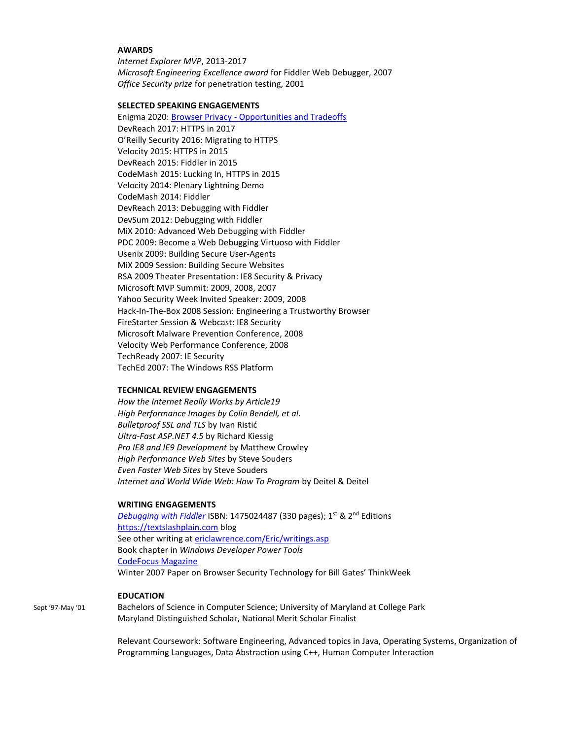## AWARDS

*Internet Explorer MVP*, 2013-2017
*Microsoft Engineering Excellence award* for Fiddler Web Debugger, 2007
*Office Security prize* for penetration testing, 2001

## SELECTED SPEAKING ENGAGEMENTS

Enigma 2020: [Browser Privacy - Opportunities and Tradeoffs]()
DevReach 2017: HTTPS in 2017
O'Reilly Security 2016: Migrating to HTTPS
Velocity 2015: HTTPS in 2015
DevReach 2015: Fiddler in 2015
CodeMash 2015: Lucking In, HTTPS in 2015
Velocity 2014: Plenary Lightning Demo
CodeMash 2014: Fiddler
DevReach 2013: Debugging with Fiddler
DevSum 2012: Debugging with Fiddler
MiX 2010: Advanced Web Debugging with Fiddler
PDC 2009: Become a Web Debugging Virtuoso with Fiddler
Usenix 2009: Building Secure User-Agents
MiX 2009 Session: Building Secure Websites
RSA 2009 Theater Presentation: IE8 Security & Privacy
Microsoft MVP Summit: 2009, 2008, 2007
Yahoo Security Week Invited Speaker: 2009, 2008
Hack-In-The-Box 2008 Session: Engineering a Trustworthy Browser
FireStarter Session & Webcast: IE8 Security
Microsoft Malware Prevention Conference, 2008
Velocity Web Performance Conference, 2008
TechReady 2007: IE Security
TechEd 2007: The Windows RSS Platform

## TECHNICAL REVIEW ENGAGEMENTS

*How the Internet Really Works by Article19*
*High Performance Images by Colin Bendell, et al.*
*Bulletproof SSL and TLS* by Ivan Ristić
*Ultra-Fast ASP.NET 4.5* by Richard Kiessig
*Pro IE8 and IE9 Development* by Matthew Crowley
*High Performance Web Sites* by Steve Souders
*Even Faster Web Sites* by Steve Souders
*Internet and World Wide Web: How To Program* by Deitel & Deitel

## WRITING ENGAGEMENTS

[*Debugging with Fiddler*]() ISBN: 1475024487 (330 pages); 1st & 2nd Editions
[https://textslashplain.com](https://textslashplain.com) blog
See other writing at [ericlawrence.com/Eric/writings.asp]()
Book chapter in *Windows Developer Power Tools*
[CodeFocus Magazine]()
Winter 2007 Paper on Browser Security Technology for Bill Gates' ThinkWeek

## EDUCATION

Sept '97-May '01 — Bachelors of Science in Computer Science; University of Maryland at College Park
Maryland Distinguished Scholar, National Merit Scholar Finalist

Relevant Coursework: Software Engineering, Advanced topics in Java, Operating Systems, Organization of Programming Languages, Data Abstraction using C++, Human Computer Interaction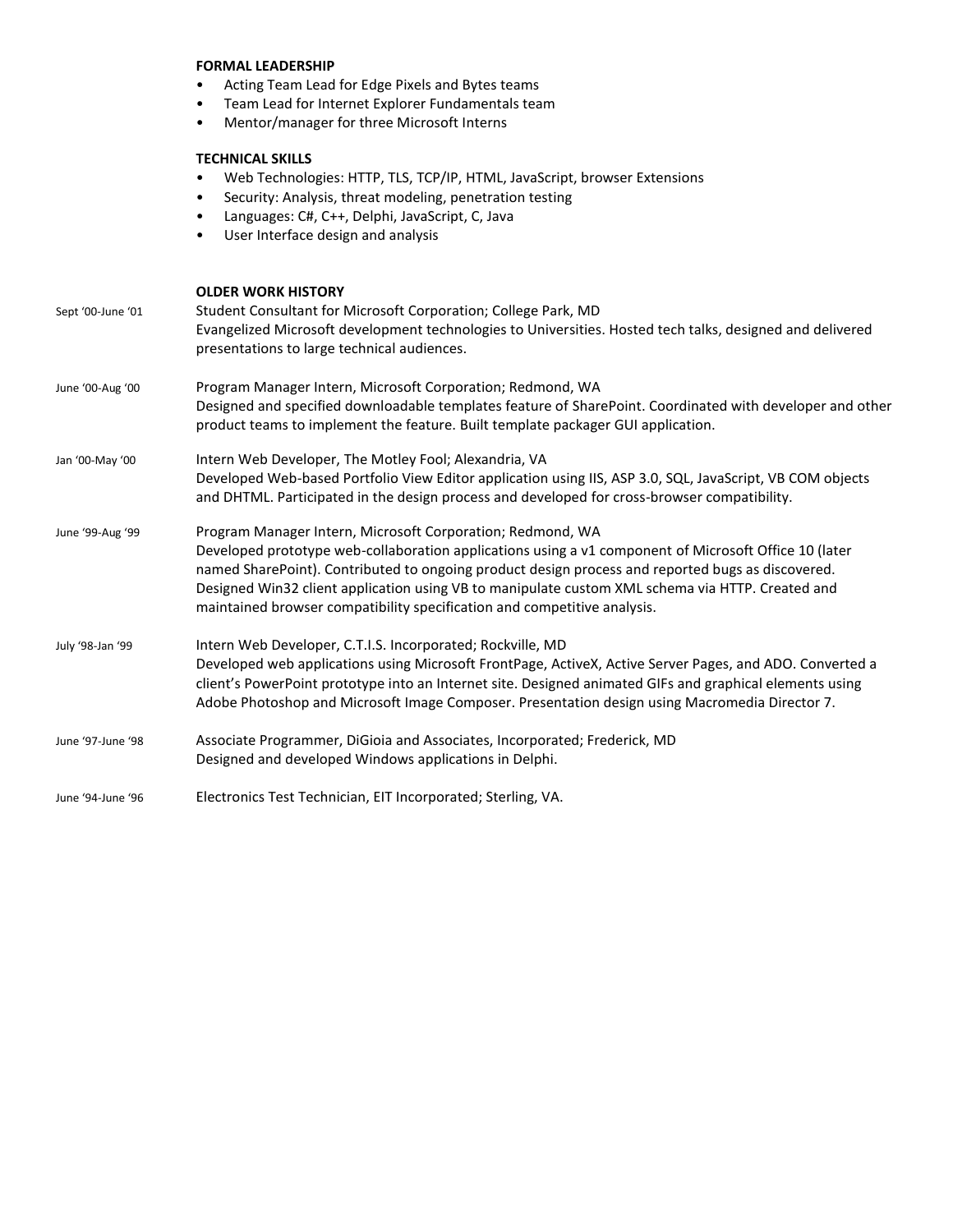**FORMAL LEADERSHIP**

- Acting Team Lead for Edge Pixels and Bytes teams
- Team Lead for Internet Explorer Fundamentals team
- Mentor/manager for three Microsoft Interns

**TECHNICAL SKILLS**

- Web Technologies: HTTP, TLS, TCP/IP, HTML, JavaScript, browser Extensions
- Security: Analysis, threat modeling, penetration testing
- Languages: C#, C++, Delphi, JavaScript, C, Java
- User Interface design and analysis

**OLDER WORK HISTORY**

Sept '00-June '01
Student Consultant for Microsoft Corporation; College Park, MD
Evangelized Microsoft development technologies to Universities. Hosted tech talks, designed and delivered presentations to large technical audiences.

June '00-Aug '00
Program Manager Intern, Microsoft Corporation; Redmond, WA
Designed and specified downloadable templates feature of SharePoint. Coordinated with developer and other product teams to implement the feature. Built template packager GUI application.

Jan '00-May '00
Intern Web Developer, The Motley Fool; Alexandria, VA
Developed Web-based Portfolio View Editor application using IIS, ASP 3.0, SQL, JavaScript, VB COM objects and DHTML. Participated in the design process and developed for cross-browser compatibility.

June '99-Aug '99
Program Manager Intern, Microsoft Corporation; Redmond, WA
Developed prototype web-collaboration applications using a v1 component of Microsoft Office 10 (later named SharePoint). Contributed to ongoing product design process and reported bugs as discovered. Designed Win32 client application using VB to manipulate custom XML schema via HTTP. Created and maintained browser compatibility specification and competitive analysis.

July '98-Jan '99
Intern Web Developer, C.T.I.S. Incorporated; Rockville, MD
Developed web applications using Microsoft FrontPage, ActiveX, Active Server Pages, and ADO. Converted a client's PowerPoint prototype into an Internet site. Designed animated GIFs and graphical elements using Adobe Photoshop and Microsoft Image Composer. Presentation design using Macromedia Director 7.

June '97-June '98
Associate Programmer, DiGioia and Associates, Incorporated; Frederick, MD
Designed and developed Windows applications in Delphi.

June '94-June '96
Electronics Test Technician, EIT Incorporated; Sterling, VA.